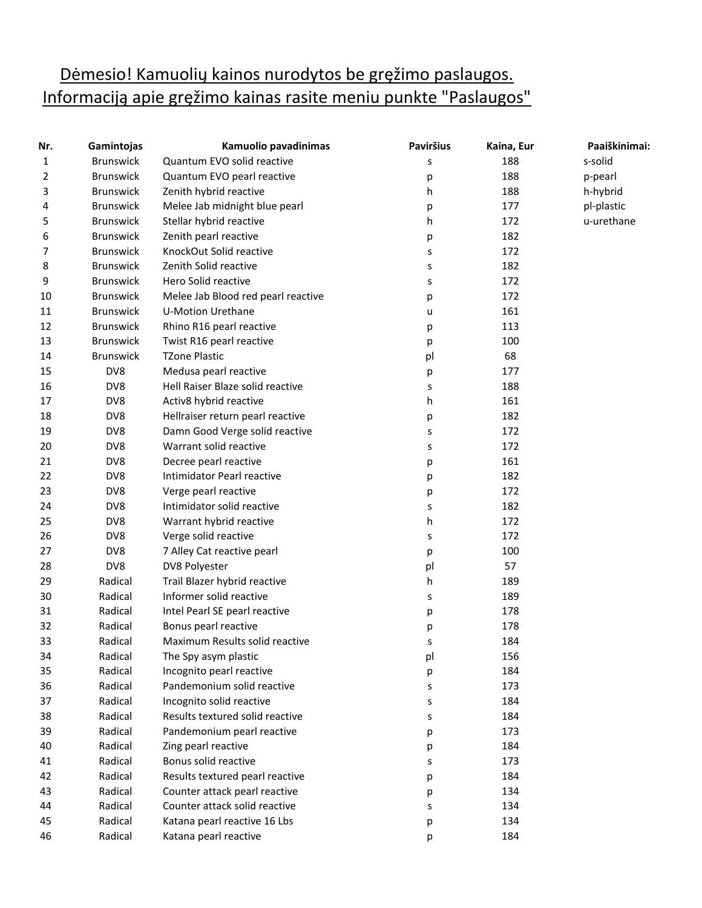Dėmesio! Kamuolių kainos nurodytos be gręžimo paslaugos.
Informaciją apie gręžimo kainas rasite meniu punkte "Paslaugos"

| Nr. | Gamintojas | Kamuolio pavadinimas | Paviršius | Kaina, Eur | Paaiškinimai: |
|---|---|---|---|---|---|
| 1 | Brunswick | Quantum EVO solid reactive | s | 188 | s-solid |
| 2 | Brunswick | Quantum EVO pearl reactive | p | 188 | p-pearl |
| 3 | Brunswick | Zenith hybrid reactive | h | 188 | h-hybrid |
| 4 | Brunswick | Melee Jab midnight blue pearl | p | 177 | pl-plastic |
| 5 | Brunswick | Stellar hybrid reactive | h | 172 | u-urethane |
| 6 | Brunswick | Zenith pearl reactive | p | 182 | |
| 7 | Brunswick | KnockOut Solid reactive | s | 172 | |
| 8 | Brunswick | Zenith Solid reactive | s | 182 | |
| 9 | Brunswick | Hero Solid reactive | s | 172 | |
| 10 | Brunswick | Melee Jab Blood red pearl reactive | p | 172 | |
| 11 | Brunswick | U-Motion Urethane | u | 161 | |
| 12 | Brunswick | Rhino R16 pearl reactive | p | 113 | |
| 13 | Brunswick | Twist R16 pearl reactive | p | 100 | |
| 14 | Brunswick | TZone Plastic | pl | 68 | |
| 15 | DV8 | Medusa pearl reactive | p | 177 | |
| 16 | DV8 | Hell Raiser Blaze solid reactive | s | 188 | |
| 17 | DV8 | Activ8 hybrid reactive | h | 161 | |
| 18 | DV8 | Hellraiser return pearl reactive | p | 182 | |
| 19 | DV8 | Damn Good Verge solid reactive | s | 172 | |
| 20 | DV8 | Warrant solid reactive | s | 172 | |
| 21 | DV8 | Decree pearl reactive | p | 161 | |
| 22 | DV8 | Intimidator Pearl reactive | p | 182 | |
| 23 | DV8 | Verge pearl reactive | p | 172 | |
| 24 | DV8 | Intimidator solid reactive | s | 182 | |
| 25 | DV8 | Warrant hybrid reactive | h | 172 | |
| 26 | DV8 | Verge solid reactive | s | 172 | |
| 27 | DV8 | 7 Alley Cat reactive pearl | p | 100 | |
| 28 | DV8 | DV8 Polyester | pl | 57 | |
| 29 | Radical | Trail Blazer hybrid reactive | h | 189 | |
| 30 | Radical | Informer solid reactive | s | 189 | |
| 31 | Radical | Intel Pearl SE pearl reactive | p | 178 | |
| 32 | Radical | Bonus pearl reactive | p | 178 | |
| 33 | Radical | Maximum Results solid reactive | s | 184 | |
| 34 | Radical | The Spy asym plastic | pl | 156 | |
| 35 | Radical | Incognito pearl reactive | p | 184 | |
| 36 | Radical | Pandemonium solid reactive | s | 173 | |
| 37 | Radical | Incognito solid reactive | s | 184 | |
| 38 | Radical | Results textured solid reactive | s | 184 | |
| 39 | Radical | Pandemonium pearl reactive | p | 173 | |
| 40 | Radical | Zing pearl reactive | p | 184 | |
| 41 | Radical | Bonus solid reactive | s | 173 | |
| 42 | Radical | Results textured pearl reactive | p | 184 | |
| 43 | Radical | Counter attack pearl reactive | p | 134 | |
| 44 | Radical | Counter attack solid reactive | s | 134 | |
| 45 | Radical | Katana pearl reactive 16 Lbs | p | 134 | |
| 46 | Radical | Katana pearl reactive | p | 184 | |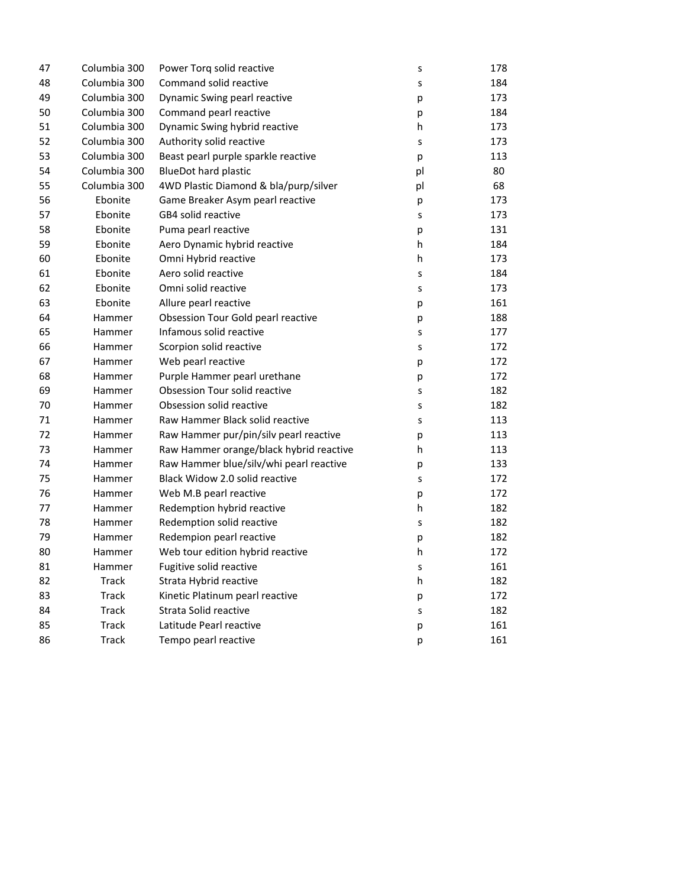| | | | | |
|---|---|---|---|---|
| 47 | Columbia 300 | Power Torq solid reactive | s | 178 |
| 48 | Columbia 300 | Command solid reactive | s | 184 |
| 49 | Columbia 300 | Dynamic Swing pearl reactive | p | 173 |
| 50 | Columbia 300 | Command pearl reactive | p | 184 |
| 51 | Columbia 300 | Dynamic Swing hybrid reactive | h | 173 |
| 52 | Columbia 300 | Authority solid reactive | s | 173 |
| 53 | Columbia 300 | Beast pearl purple sparkle reactive | p | 113 |
| 54 | Columbia 300 | BlueDot hard plastic | pl | 80 |
| 55 | Columbia 300 | 4WD Plastic Diamond & bla/purp/silver | pl | 68 |
| 56 | Ebonite | Game Breaker Asym pearl reactive | p | 173 |
| 57 | Ebonite | GB4 solid reactive | s | 173 |
| 58 | Ebonite | Puma pearl reactive | p | 131 |
| 59 | Ebonite | Aero Dynamic hybrid reactive | h | 184 |
| 60 | Ebonite | Omni Hybrid reactive | h | 173 |
| 61 | Ebonite | Aero solid reactive | s | 184 |
| 62 | Ebonite | Omni solid reactive | s | 173 |
| 63 | Ebonite | Allure pearl reactive | p | 161 |
| 64 | Hammer | Obsession Tour Gold pearl reactive | p | 188 |
| 65 | Hammer | Infamous solid reactive | s | 177 |
| 66 | Hammer | Scorpion solid reactive | s | 172 |
| 67 | Hammer | Web pearl reactive | p | 172 |
| 68 | Hammer | Purple Hammer pearl urethane | p | 172 |
| 69 | Hammer | Obsession Tour solid reactive | s | 182 |
| 70 | Hammer | Obsession solid reactive | s | 182 |
| 71 | Hammer | Raw Hammer Black solid reactive | s | 113 |
| 72 | Hammer | Raw Hammer pur/pin/silv pearl reactive | p | 113 |
| 73 | Hammer | Raw Hammer orange/black hybrid reactive | h | 113 |
| 74 | Hammer | Raw Hammer blue/silv/whi pearl reactive | p | 133 |
| 75 | Hammer | Black Widow 2.0 solid reactive | s | 172 |
| 76 | Hammer | Web M.B pearl reactive | p | 172 |
| 77 | Hammer | Redemption hybrid reactive | h | 182 |
| 78 | Hammer | Redemption solid reactive | s | 182 |
| 79 | Hammer | Redempion pearl reactive | p | 182 |
| 80 | Hammer | Web tour edition hybrid reactive | h | 172 |
| 81 | Hammer | Fugitive solid reactive | s | 161 |
| 82 | Track | Strata Hybrid reactive | h | 182 |
| 83 | Track | Kinetic Platinum pearl reactive | p | 172 |
| 84 | Track | Strata Solid reactive | s | 182 |
| 85 | Track | Latitude Pearl reactive | p | 161 |
| 86 | Track | Tempo pearl reactive | p | 161 |